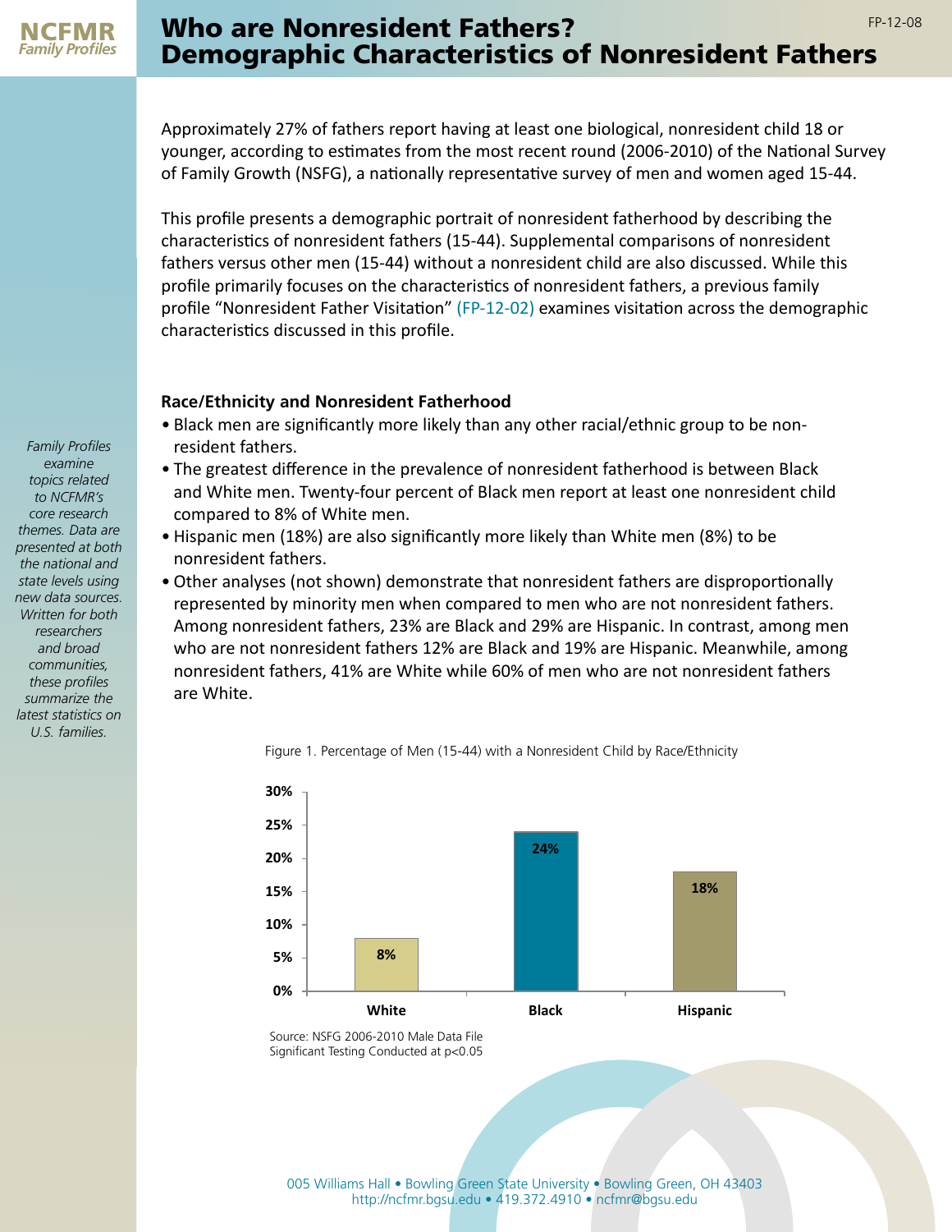NCFMR *Family Profiles*

FP-12-08

# Who are Nonresident Fathers? Demographic Characteristics of Nonresident Fathers

Approximately 27% of fathers report having at least one biological, nonresident child 18 or younger, according to estimates from the most recent round (2006-2010) of the National Survey of Family Growth (NSFG), a nationally representative survey of men and women aged 15-44.

This profile presents a demographic portrait of nonresident fatherhood by describing the characteristics of nonresident fathers (15-44). Supplemental comparisons of nonresident fathers versus other men (15-44) without a nonresident child are also discussed. While this profile primarily focuses on the characteristics of nonresident fathers, a previous family profile "Nonresident Father Visitation" (FP-12-02) examines visitation across the demographic characteristics discussed in this profile.

*Family Profiles examine topics related to NCFMR's core research themes. Data are presented at both the national and state levels using new data sources. Written for both researchers and broad communities, these profiles summarize the latest statistics on U.S. families.*

### Race/Ethnicity and Nonresident Fatherhood

- Black men are significantly more likely than any other racial/ethnic group to be non-resident fathers.
- The greatest difference in the prevalence of nonresident fatherhood is between Black and White men. Twenty-four percent of Black men report at least one nonresident child compared to 8% of White men.
- Hispanic men (18%) are also significantly more likely than White men (8%) to be nonresident fathers.
- Other analyses (not shown) demonstrate that nonresident fathers are disproportionally represented by minority men when compared to men who are not nonresident fathers. Among nonresident fathers, 23% are Black and 29% are Hispanic. In contrast, among men who are not nonresident fathers 12% are Black and 19% are Hispanic. Meanwhile, among nonresident fathers, 41% are White while 60% of men who are not nonresident fathers are White.

Figure 1. Percentage of Men (15-44) with a Nonresident Child by Race/Ethnicity

| Race/Ethnicity | Percentage |
|---|---|
| White | 8% |
| Black | 24% |
| Hispanic | 18% |

Source: NSFG 2006-2010 Male Data File
Significant Testing Conducted at p<0.05

005 Williams Hall • Bowling Green State University • Bowling Green, OH 43403
http://ncfmr.bgsu.edu • 419.372.4910 • ncfmr@bgsu.edu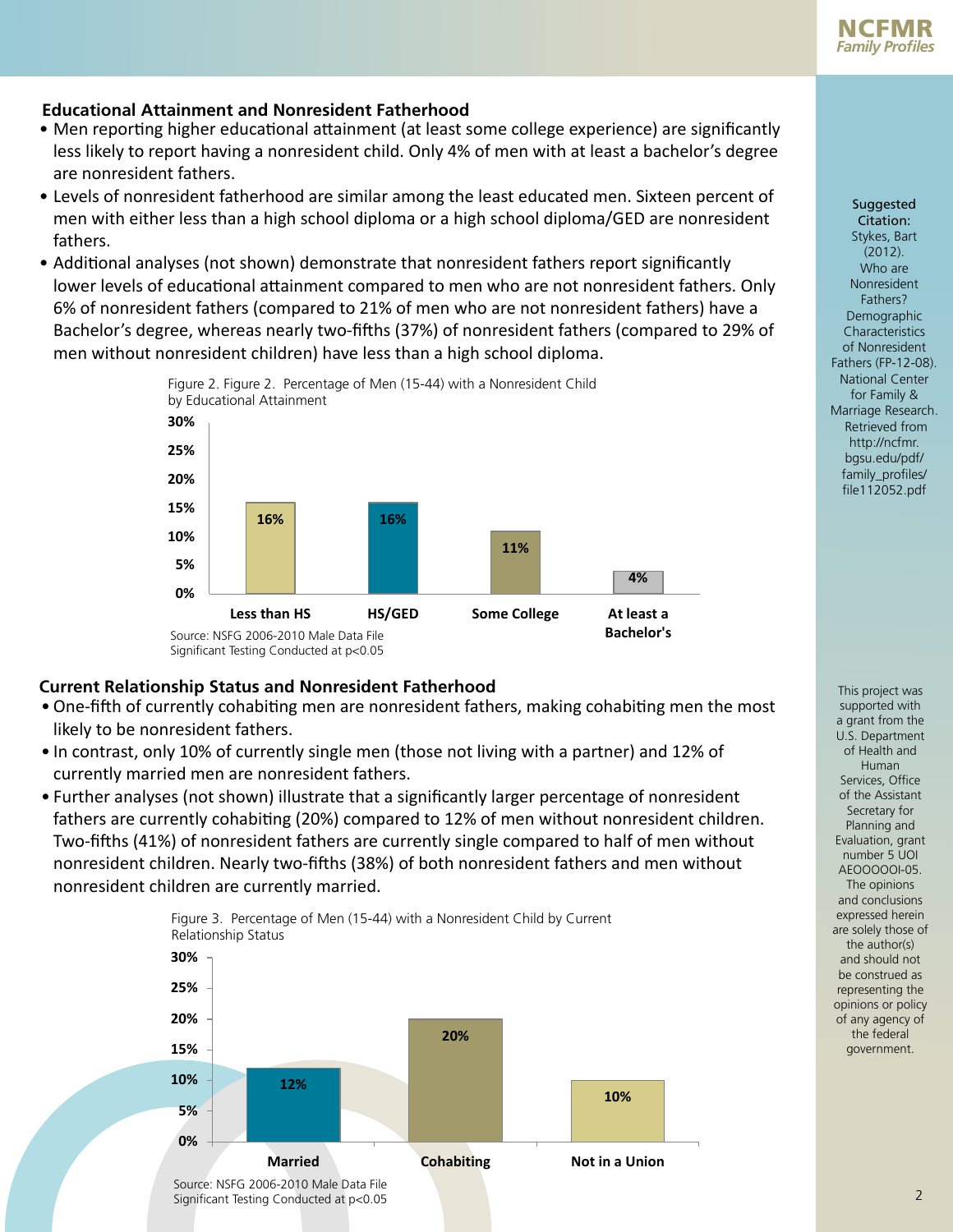## Educational Attainment and Nonresident Fatherhood

- Men reporting higher educational attainment (at least some college experience) are significantly less likely to report having a nonresident child. Only 4% of men with at least a bachelor's degree are nonresident fathers.
- Levels of nonresident fatherhood are similar among the least educated men. Sixteen percent of men with either less than a high school diploma or a high school diploma/GED are nonresident fathers.
- Additional analyses (not shown) demonstrate that nonresident fathers report significantly lower levels of educational attainment compared to men who are not nonresident fathers. Only 6% of nonresident fathers (compared to 21% of men who are not nonresident fathers) have a Bachelor's degree, whereas nearly two-fifths (37%) of nonresident fathers (compared to 29% of men without nonresident children) have less than a high school diploma.

Figure 2. Figure 2. Percentage of Men (15-44) with a Nonresident Child by Educational Attainment

30%
25%
20%
15%
10%
5%
0%

16% 16% 11% 4%

Less than HS
HS/GED
Some College
At least a Bachelor's

Source: NSFG 2006-2010 Male Data File
Significant Testing Conducted at p<0.05

## Current Relationship Status and Nonresident Fatherhood

- One-fifth of currently cohabiting men are nonresident fathers, making cohabiting men the most likely to be nonresident fathers.
- In contrast, only 10% of currently single men (those not living with a partner) and 12% of currently married men are nonresident fathers.
- Further analyses (not shown) illustrate that a significantly larger percentage of nonresident fathers are currently cohabiting (20%) compared to 12% of men without nonresident children. Two-fifths (41%) of nonresident fathers are currently single compared to half of men without nonresident children. Nearly two-fifths (38%) of both nonresident fathers and men without nonresident children are currently married.

Figure 3. Percentage of Men (15-44) with a Nonresident Child by Current Relationship Status

30%
25%
20%
15%
10%
5%
0%

12% 20% 10%

Married
Cohabiting
Not in a Union

Source: NSFG 2006-2010 Male Data File
Significant Testing Conducted at p<0.05

Suggested Citation: Stykes, Bart (2012). Who are Nonresident Fathers? Demographic Characteristics of Nonresident Fathers (FP-12-08). National Center for Family & Marriage Research. Retrieved from http://ncfmr.bgsu.edu/pdf/family_profiles/file112052.pdf

This project was supported with a grant from the U.S. Department of Health and Human Services, Office of the Assistant Secretary for Planning and Evaluation, grant number 5 UOI AEOOOOOI-05. The opinions and conclusions expressed herein are solely those of the author(s) and should not be construed as representing the opinions or policy of any agency of the federal government.